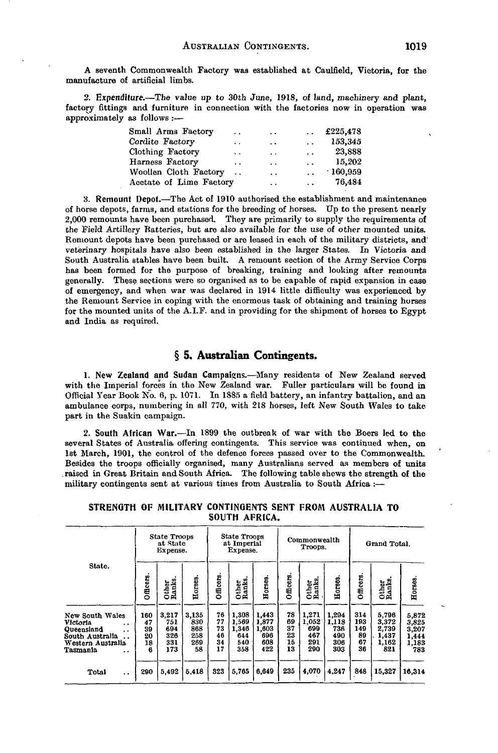A seventh Commonwealth Factory was established at Caulfield, Victoria, for the manufacture of artificial limbs.

2. *Expenditure.*—The value up to 30th June, 1918, of land, machinery and plant, factory fittings and furniture in connection with the factories now in operation was approximately as follows :—

| | |
|---|---|
| Small Arms Factory | £225,478 |
| Cordite Factory | 153,345 |
| Clothing Factory | 23,888 |
| Harness Factory | 15,202 |
| Woollen Cloth Factory | 160,959 |
| Acetate of Lime Factory | 76,484 |

3. **Remount Depot.**—The Act of 1910 authorised the establishment and maintenance of horse depots, farms, and stations for the breeding of horses. Up to the present nearly 2,000 remounts have been purchased. They are primarily to supply the requirements of the Field Artillery Batteries, but are also available for the use of other mounted units. Remount depots have been purchased or are leased in each of the military districts, and veterinary hospitals have also been established in the larger States. In Victoria and South Australia stables have been built. A remount section of the Army Service Corps has been formed for the purpose of breaking, training and looking after remounts generally. These sections were so organised as to be capable of rapid expansion in case of emergency, and when war was declared in 1914 little difficulty was experienced by the Remount Service in coping with the enormous task of obtaining and training horses for the mounted units of the A.I.F. and in providing for the shipment of horses to Egypt and India as required.

## § 5. Australian Contingents.

1. **New Zealand and Sudan Campaigns.**—Many residents of New Zealand served with the Imperial forces in the New Zealand war. Fuller particulars will be found in Official Year Book No. 6, p. 1071. In 1885 a field battery, an infantry battalion, and an ambulance corps, numbering in all 770, with 218 horses, left New South Wales to take part in the Suakin campaign.

2. **South African War.**—In 1899 the outbreak of war with the Boers led to the several States of Australia offering contingents. This service was continued when, on 1st March, 1901, the control of the defence forces passed over to the Commonwealth. Besides the troops officially organised, many Australians served as members of units raised in Great Britain and South Africa. The following table shews the strength of the military contingents sent at various times from Australia to South Africa :—

**STRENGTH OF MILITARY CONTINGENTS SENT FROM AUSTRALIA TO SOUTH AFRICA.**

| State. | State Troops at State Expense. | | | State Troops at Imperial Expense. | | | Commonwealth Troops. | | | Grand Total. | | |
|---|---|---|---|---|---|---|---|---|---|---|---|---|
| | Officers. | Other Ranks. | Horses. | Officers. | Other Ranks. | Horses. | Officers. | Other Ranks. | Horses. | Officers. | Other Ranks. | Horses. |
| New South Wales | 160 | 3,217 | 3,135 | 76 | 1,308 | 1,443 | 78 | 1,271 | 1,294 | 314 | 5,796 | 5,872 |
| Victoria | 47 | 751 | 830 | 77 | 1,569 | 1,877 | 69 | 1,052 | 1,118 | 193 | 3,372 | 3,825 |
| Queensland | 39 | 694 | 868 | 73 | 1,346 | 1,603 | 37 | 699 | 736 | 149 | 2,739 | 3,207 |
| South Australia | 20 | 326 | 258 | 46 | 644 | 696 | 23 | 467 | 490 | 89 | 1,437 | 1,444 |
| Western Australia | 18 | 331 | 269 | 34 | 540 | 608 | 15 | 291 | 306 | 67 | 1,162 | 1,183 |
| Tasmania | 6 | 173 | 58 | 17 | 358 | 422 | 13 | 290 | 303 | 36 | 821 | 783 |
| Total | 290 | 5,492 | 5,418 | 323 | 5,765 | 6,649 | 235 | 4,070 | 4,247 | 848 | 15,327 | 16,314 |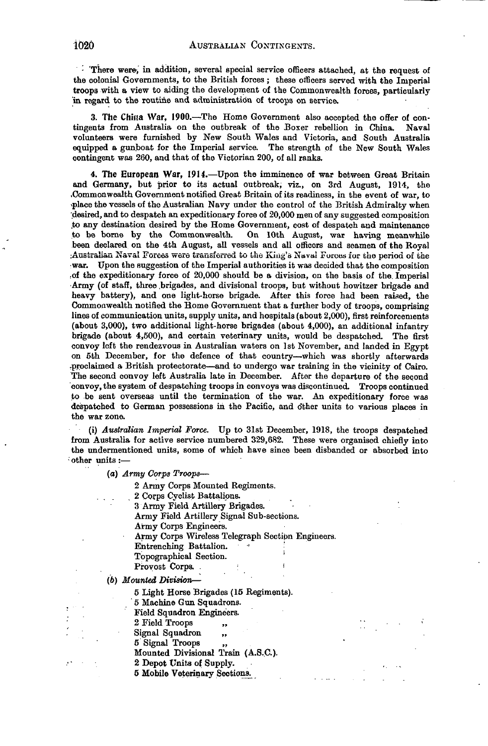There were, in addition, several special service officers attached, at the request of the colonial Governments, to the British forces; these officers served with the Imperial troops with a view to aiding the development of the Commonwealth forces, particularly in regard to the routine and administration of troops on service.

**3. The China War, 1900.**—The Home Government also accepted the offer of contingents from Australia on the outbreak of the Boxer rebellion in China. Naval volunteers were furnished by New South Wales and Victoria, and South Australia equipped a gunboat for the Imperial service. The strength of the New South Wales contingent was 260, and that of the Victorian 200, of all ranks.

**4. The European War, 1914.**—Upon the imminence of war between Great Britain and Germany, but prior to its actual outbreak, viz., on 3rd August, 1914, the Commonwealth Government notified Great Britain of its readiness, in the event of war, to place the vessels of the Australian Navy under the control of the British Admiralty when desired, and to despatch an expeditionary force of 20,000 men of any suggested composition to any destination desired by the Home Government, cost of despatch and maintenance to be borne by the Commonwealth. On 10th August, war having meanwhile been declared on the 4th August, all vessels and all officers and seamen of the Royal Australian Naval Forces were transferred to the King's Naval Forces for the period of the war. Upon the suggestion of the Imperial authorities it was decided that the composition of the expeditionary force of 20,000 should be a division, on the basis of the Imperial Army (of staff, three brigades, and divisional troops, but without howitzer brigade and heavy battery), and one light-horse brigade. After this force had been raised, the Commonwealth notified the Home Government that a further body of troops, comprising lines of communication units, supply units, and hospitals (about 2,000), first reinforcements (about 3,000), two additional light-horse brigades (about 4,000), an additional infantry brigade (about 4,500), and certain veterinary units, would be despatched. The first convoy left the rendezvous in Australian waters on 1st November, and landed in Egypt on 5th December, for the defence of that country—which was shortly afterwards proclaimed a British protectorate—and to undergo war training in the vicinity of Cairo. The second convoy left Australia late in December. After the departure of the second convoy, the system of despatching troops in convoys was discontinued. Troops continued to be sent overseas until the termination of the war. An expeditionary force was despatched to German possessions in the Pacific, and other units to various places in the war zone.

(i) *Australian Imperial Force.* Up to 31st December, 1918, the troops despatched from Australia for active service numbered 329,682. These were organised chiefly into the undermentioned units, some of which have since been disbanded or absorbed into other units :—

(a) *Army Corps Troops*—

- 2 Army Corps Mounted Regiments.
- 2 Corps Cyclist Battalions.
- 3 Army Field Artillery Brigades.
- Army Field Artillery Signal Sub-sections.
- Army Corps Engineers.
- Army Corps Wireless Telegraph Section Engineers.
- Entrenching Battalion.
- Topographical Section.
- Provost Corps.

(b) *Mounted Division*—

- 5 Light Horse Brigades (15 Regiments).
- 5 Machine Gun Squadrons.
- Field Squadron Engineers.
- 2 Field Troops "
- Signal Squadron "
- 5 Signal Troops "
- Mounted Divisional Train (A.S.C.).
- 2 Depot Units of Supply.
- 5 Mobile Veterinary Sections.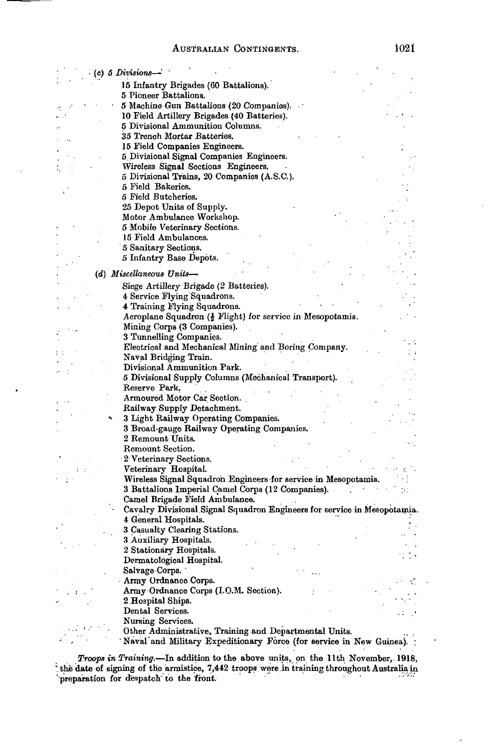(c) *5 Divisions*—

- 15 Infantry Brigades (60 Battalions).
- 5 Pioneer Battalions.
- 5 Machine Gun Battalions (20 Companies).
- 10 Field Artillery Brigades (40 Batteries).
- 5 Divisional Ammunition Columns.
- 35 Trench Mortar Batteries.
- 15 Field Companies Engineers.
- 5 Divisional Signal Companies Engineers.
- Wireless Signal Sections Engineers.
- 5 Divisional Trains, 20 Companies (A.S.C.).
- 5 Field Bakeries.
- 5 Field Butcheries.
- 25 Depot Units of Supply.
- Motor Ambulance Workshop.
- 5 Mobile Veterinary Sections.
- 15 Field Ambulances.
- 5 Sanitary Sections.
- 5 Infantry Base Depots.

(d) *Miscellaneous Units*—

- Siege Artillery Brigade (2 Batteries).
- 4 Service Flying Squadrons.
- 4 Training Flying Squadrons.
- Aeroplane Squadron (½ Flight) for service in Mesopotamia.
- Mining Corps (3 Companies).
- 3 Tunnelling Companies.
- Electrical and Mechanical Mining and Boring Company.
- Naval Bridging Train.
- Divisional Ammunition Park.
- 5 Divisional Supply Columns (Mechanical Transport).
- Reserve Park.
- Armoured Motor Car Section.
- Railway Supply Detachment.
- 3 Light Railway Operating Companies.
- 3 Broad-gauge Railway Operating Companies.
- 2 Remount Units.
- Remount Section.
- 2 Veterinary Sections.
- Veterinary Hospital.
- Wireless Signal Squadron Engineers for service in Mesopotamia.
- 3 Battalions Imperial Camel Corps (12 Companies).
- Camel Brigade Field Ambulance.
- Cavalry Divisional Signal Squadron Engineers for service in Mesopotamia.
- 4 General Hospitals.
- 3 Casualty Clearing Stations.
- 3 Auxiliary Hospitals.
- 2 Stationary Hospitals.
- Dermatological Hospital.
- Salvage Corps.
- Army Ordnance Corps.
- Army Ordnance Corps (I.O.M. Section).
- 2 Hospital Ships.
- Dental Services.
- Nursing Services.
- Other Administrative, Training and Departmental Units.
- Naval and Military Expeditionary Force (for service in New Guinea).

*Troops in Training.*—In addition to the above units, on the 11th November, 1918, the date of signing of the armistice, 7,442 troops were in training throughout Australia in preparation for despatch to the front.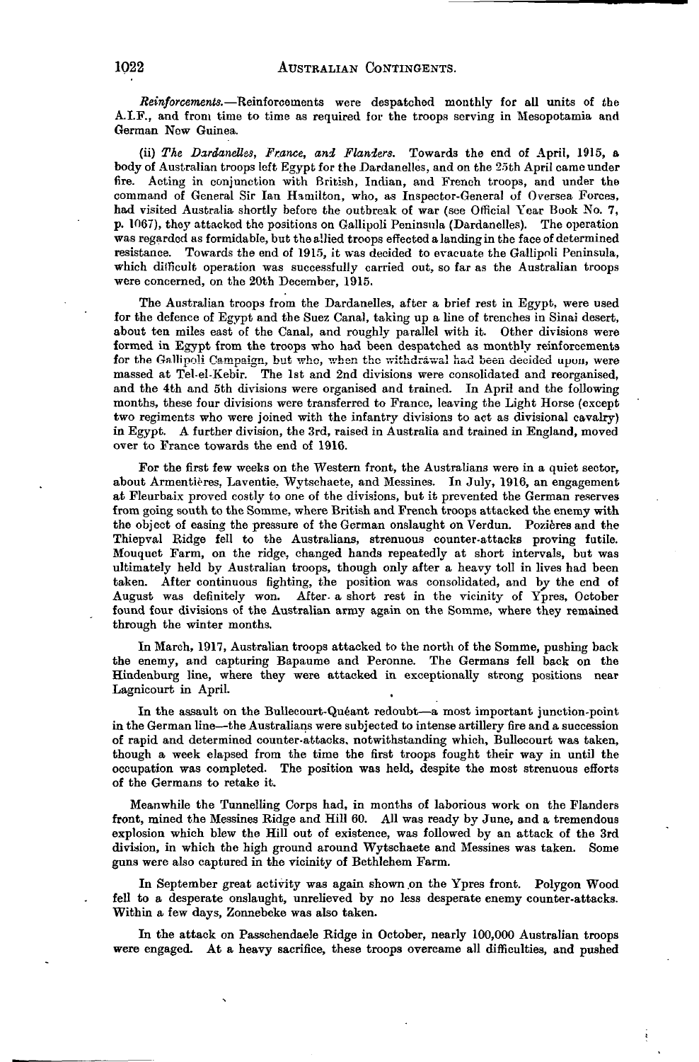*Reinforcements.*—Reinforcements were despatched monthly for all units of the A.I.F., and from time to time as required for the troops serving in Mesopotamia and German New Guinea.

(ii) *The Dardanelles, France, and Flanders.* Towards the end of April, 1915, a body of Australian troops left Egypt for the Dardanelles, and on the 25th April came under fire. Acting in conjunction with British, Indian, and French troops, and under the command of General Sir Ian Hamilton, who, as Inspector-General of Oversea Forces, had visited Australia shortly before the outbreak of war (see Official Year Book No. 7, p. 1067), they attacked the positions on Gallipoli Peninsula (Dardanelles). The operation was regarded as formidable, but the allied troops effected a landing in the face of determined resistance. Towards the end of 1915, it was decided to evacuate the Gallipoli Peninsula, which difficult operation was successfully carried out, so far as the Australian troops were concerned, on the 20th December, 1915.

The Australian troops from the Dardanelles, after a brief rest in Egypt, were used for the defence of Egypt and the Suez Canal, taking up a line of trenches in Sinai desert, about ten miles east of the Canal, and roughly parallel with it. Other divisions were formed in Egypt from the troops who had been despatched as monthly reinforcements for the Gallipoli Campaign, but who, when the withdrawal had been decided upon, were massed at Tel-el-Kebir. The 1st and 2nd divisions were consolidated and reorganised, and the 4th and 5th divisions were organised and trained. In April and the following months, these four divisions were transferred to France, leaving the Light Horse (except two regiments who were joined with the infantry divisions to act as divisional cavalry) in Egypt. A further division, the 3rd, raised in Australia and trained in England, moved over to France towards the end of 1916.

For the first few weeks on the Western front, the Australians were in a quiet sector, about Armentières, Laventie, Wytschaete, and Messines. In July, 1916, an engagement at Fleurbaix proved costly to one of the divisions, but it prevented the German reserves from going south to the Somme, where British and French troops attacked the enemy with the object of easing the pressure of the German onslaught on Verdun. Pozières and the Thiepval Ridge fell to the Australians, strenuous counter-attacks proving futile. Mouquet Farm, on the ridge, changed hands repeatedly at short intervals, but was ultimately held by Australian troops, though only after a heavy toll in lives had been taken. After continuous fighting, the position was consolidated, and by the end of August was definitely won. After a short rest in the vicinity of Ypres, October found four divisions of the Australian army again on the Somme, where they remained through the winter months.

In March, 1917, Australian troops attacked to the north of the Somme, pushing back the enemy, and capturing Bapaume and Peronne. The Germans fell back on the Hindenburg line, where they were attacked in exceptionally strong positions near Lagnicourt in April.

In the assault on the Bullecourt-Quéant redoubt—a most important junction-point in the German line—the Australians were subjected to intense artillery fire and a succession of rapid and determined counter-attacks, notwithstanding which, Bullecourt was taken, though a week elapsed from the time the first troops fought their way in until the occupation was completed. The position was held, despite the most strenuous efforts of the Germans to retake it.

Meanwhile the Tunnelling Corps had, in months of laborious work on the Flanders front, mined the Messines Ridge and Hill 60. All was ready by June, and a tremendous explosion which blew the Hill out of existence, was followed by an attack of the 3rd division, in which the high ground around Wytschaete and Messines was taken. Some guns were also captured in the vicinity of Bethlehem Farm.

In September great activity was again shown on the Ypres front. Polygon Wood fell to a desperate onslaught, unrelieved by no less desperate enemy counter-attacks. Within a few days, Zonnebeke was also taken.

In the attack on Passchendaele Ridge in October, nearly 100,000 Australian troops were engaged. At a heavy sacrifice, these troops overcame all difficulties, and pushed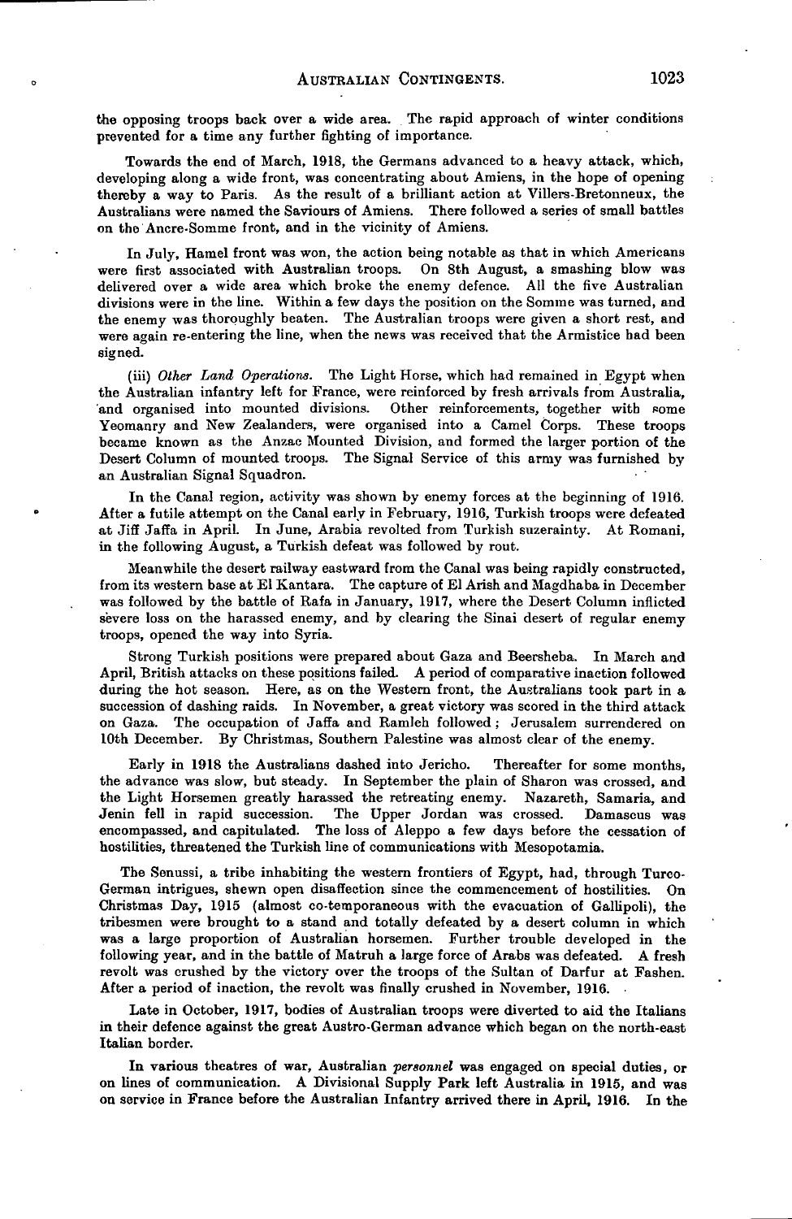the opposing troops back over a wide area. The rapid approach of winter conditions prevented for a time any further fighting of importance.

Towards the end of March, 1918, the Germans advanced to a heavy attack, which, developing along a wide front, was concentrating about Amiens, in the hope of opening thereby a way to Paris. As the result of a brilliant action at Villers-Bretonneux, the Australians were named the Saviours of Amiens. There followed a series of small battles on the Ancre-Somme front, and in the vicinity of Amiens.

In July, Hamel front was won, the action being notable as that in which Americans were first associated with Australian troops. On 8th August, a smashing blow was delivered over a wide area which broke the enemy defence. All the five Australian divisions were in the line. Within a few days the position on the Somme was turned, and the enemy was thoroughly beaten. The Australian troops were given a short rest, and were again re-entering the line, when the news was received that the Armistice had been signed.

(iii) *Other Land Operations.* The Light Horse, which had remained in Egypt when the Australian infantry left for France, were reinforced by fresh arrivals from Australia, and organised into mounted divisions. Other reinforcements, together with some Yeomanry and New Zealanders, were organised into a Camel Corps. These troops became known as the Anzac Mounted Division, and formed the larger portion of the Desert Column of mounted troops. The Signal Service of this army was furnished by an Australian Signal Squadron.

In the Canal region, activity was shown by enemy forces at the beginning of 1916. After a futile attempt on the Canal early in February, 1916, Turkish troops were defeated at Jiff Jaffa in April. In June, Arabia revolted from Turkish suzerainty. At Romani, in the following August, a Turkish defeat was followed by rout.

Meanwhile the desert railway eastward from the Canal was being rapidly constructed, from its western base at El Kantara. The capture of El Arish and Magdhaba in December was followed by the battle of Rafa in January, 1917, where the Desert Column inflicted severe loss on the harassed enemy, and by clearing the Sinai desert of regular enemy troops, opened the way into Syria.

Strong Turkish positions were prepared about Gaza and Beersheba. In March and April, British attacks on these positions failed. A period of comparative inaction followed during the hot season. Here, as on the Western front, the Australians took part in a succession of dashing raids. In November, a great victory was scored in the third attack on Gaza. The occupation of Jaffa and Ramleh followed; Jerusalem surrendered on 10th December. By Christmas, Southern Palestine was almost clear of the enemy.

Early in 1918 the Australians dashed into Jericho. Thereafter for some months, the advance was slow, but steady. In September the plain of Sharon was crossed, and the Light Horsemen greatly harassed the retreating enemy. Nazareth, Samaria, and Jenin fell in rapid succession. The Upper Jordan was crossed. Damascus was encompassed, and capitulated. The loss of Aleppo a few days before the cessation of hostilities, threatened the Turkish line of communications with Mesopotamia.

The Senussi, a tribe inhabiting the western frontiers of Egypt, had, through Turco-German intrigues, shewn open disaffection since the commencement of hostilities. On Christmas Day, 1915 (almost co-temporaneous with the evacuation of Gallipoli), the tribesmen were brought to a stand and totally defeated by a desert column in which was a large proportion of Australian horsemen. Further trouble developed in the following year, and in the battle of Matruh a large force of Arabs was defeated. A fresh revolt was crushed by the victory over the troops of the Sultan of Darfur at Fashen. After a period of inaction, the revolt was finally crushed in November, 1916.

Late in October, 1917, bodies of Australian troops were diverted to aid the Italians in their defence against the great Austro-German advance which began on the north-east Italian border.

In various theatres of war, Australian *personnel* was engaged on special duties, or on lines of communication. A Divisional Supply Park left Australia in 1915, and was on service in France before the Australian Infantry arrived there in April, 1916. In the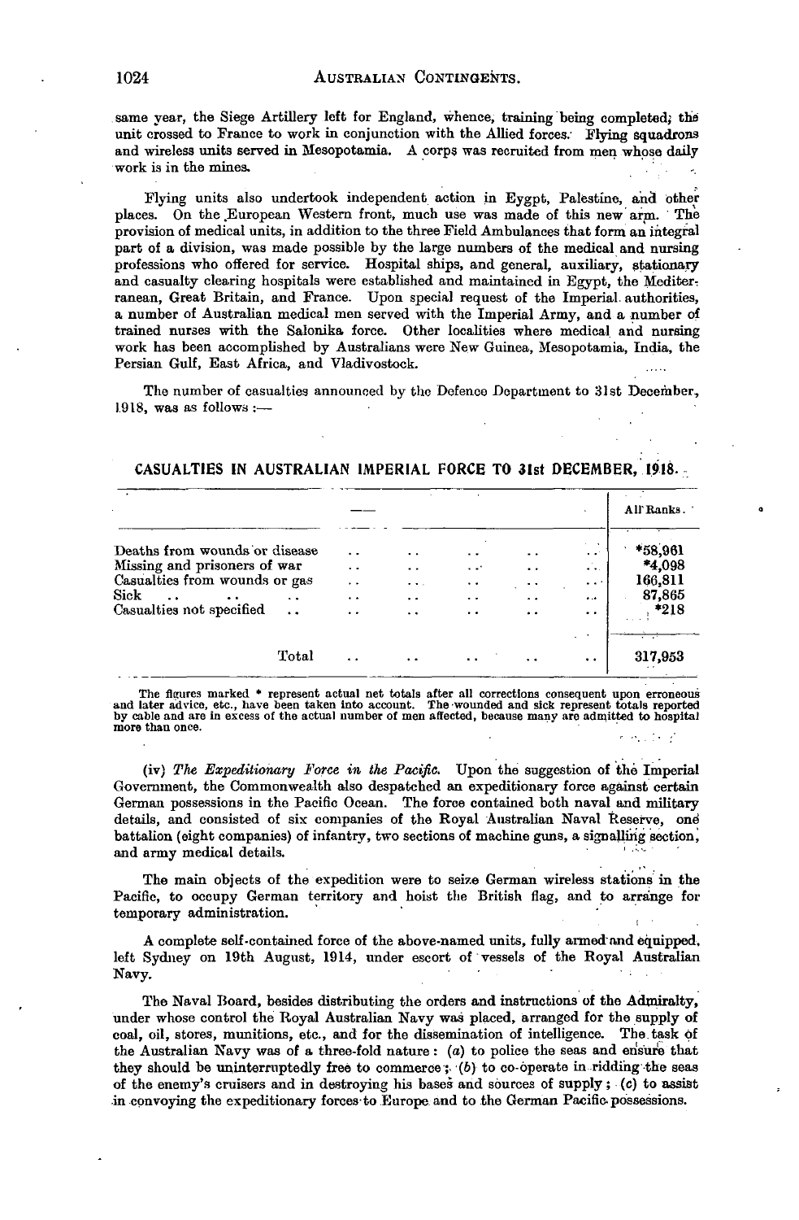same year, the Siege Artillery left for England, whence, training being completed; the unit crossed to France to work in conjunction with the Allied forces. Flying squadrons and wireless units served in Mesopotamia. A corps was recruited from men whose daily work is in the mines.

Flying units also undertook independent action in Eygpt, Palestine, and other places. On the European Western front, much use was made of this new arm. The provision of medical units, in addition to the three Field Ambulances that form an integral part of a division, was made possible by the large numbers of the medical and nursing professions who offered for service. Hospital ships, and general, auxiliary, stationary and casualty clearing hospitals were established and maintained in Egypt, the Mediterranean, Great Britain, and France. Upon special request of the Imperial authorities, a number of Australian medical men served with the Imperial Army, and a number of trained nurses with the Salonika force. Other localities where medical and nursing work has been accomplished by Australians were New Guinea, Mesopotamia, India, the Persian Gulf, East Africa, and Vladivostock.

The number of casualties announced by the Defence Department to 31st December, 1918, was as follows :—

### CASUALTIES IN AUSTRALIAN IMPERIAL FORCE TO 31st DECEMBER, 1918.

| — | All Ranks. |
|---|---|
| Deaths from wounds or disease | *58,961 |
| Missing and prisoners of war | *4,098 |
| Casualties from wounds or gas | 166,811 |
| Sick | 87,865 |
| Casualties not specified | *218 |
| Total | 317,953 |

The figures marked * represent actual net totals after all corrections consequent upon erroneous and later advice, etc., have been taken into account. The wounded and sick represent totals reported by cable and are in excess of the actual number of men affected, because many are admitted to hospital more than once.

(iv) *The Expeditionary Force in the Pacific.* Upon the suggestion of the Imperial Government, the Commonwealth also despatched an expeditionary force against certain German possessions in the Pacific Ocean. The force contained both naval and military details, and consisted of six companies of the Royal Australian Naval Reserve, one battalion (eight companies) of infantry, two sections of machine guns, a signalling section, and army medical details.

The main objects of the expedition were to seize German wireless stations in the Pacific, to occupy German territory and hoist the British flag, and to arrange for temporary administration.

A complete self-contained force of the above-named units, fully armed and equipped, left Sydney on 19th August, 1914, under escort of vessels of the Royal Australian Navy.

The Naval Board, besides distributing the orders and instructions of the Admiralty, under whose control the Royal Australian Navy was placed, arranged for the supply of coal, oil, stores, munitions, etc., and for the dissemination of intelligence. The task of the Australian Navy was of a three-fold nature : (*a*) to police the seas and ensure that they should be uninterruptedly free to commerce ; (*b*) to co-operate in ridding the seas of the enemy's cruisers and in destroying his bases and sources of supply ; (*c*) to assist in convoying the expeditionary forces to Europe and to the German Pacific possessions.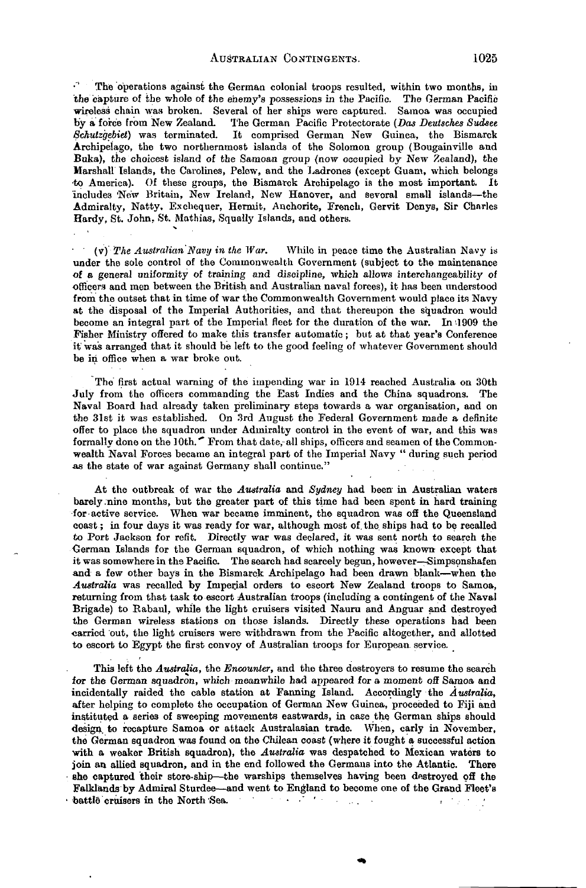The operations against the German colonial troops resulted, within two months, in the capture of the whole of the enemy's possessions in the Pacific. The German Pacific wireless chain was broken. Several of her ships were captured. Samoa was occupied by a force from New Zealand. The German Pacific Protectorate (*Das Deutsches Sudsee Schutzgebiet*) was terminated. It comprised German New Guinea, the Bismarck Archipelago, the two northernmost islands of the Solomon group (Bougainville and Buka), the choicest island of the Samoan group (now occupied by New Zealand), the Marshall Islands, the Carolines, Pelew, and the Ladrones (except Guam, which belongs to America). Of these groups, the Bismarck Archipelago is the most important. It includes New Britain, New Ireland, New Hanover, and several small islands—the Admiralty, Natty, Exchequer, Hermit, Anchorite, French, Gervit Denys, Sir Charles Hardy, St. John, St. Mathias, Squally Islands, and others.

(v) *The Australian Navy in the War.* While in peace time the Australian Navy is under the sole control of the Commonwealth Government (subject to the maintenance of a general uniformity of training and discipline, which allows interchangeability of officers and men between the British and Australian naval forces), it has been understood from the outset that in time of war the Commonwealth Government would place its Navy at the disposal of the Imperial Authorities, and that thereupon the squadron would become an integral part of the Imperial fleet for the duration of the war. In 1909 the Fisher Ministry offered to make this transfer automatic; but at that year's Conference it was arranged that it should be left to the good feeling of whatever Government should be in office when a war broke out.

The first actual warning of the impending war in 1914 reached Australia on 30th July from the officers commanding the East Indies and the China squadrons. The Naval Board had already taken preliminary steps towards a war organisation, and on the 31st it was established. On 3rd August the Federal Government made a definite offer to place the squadron under Admiralty control in the event of war, and this was formally done on the 10th. From that date, all ships, officers and seamen of the Commonwealth Naval Forces became an integral part of the Imperial Navy "during such period as the state of war against Germany shall continue."

At the outbreak of war the *Australia* and *Sydney* had been in Australian waters barely nine months, but the greater part of this time had been spent in hard training for active service. When war became imminent, the squadron was off the Queensland coast; in four days it was ready for war, although most of the ships had to be recalled to Port Jackson for refit. Directly war was declared, it was sent north to search the German Islands for the German squadron, of which nothing was known except that it was somewhere in the Pacific. The search had scarcely begun, however—Simpsonshafen and a few other bays in the Bismarck Archipelago had been drawn blank—when the *Australia* was recalled by Imperial orders to escort New Zealand troops to Samoa, returning from that task to escort Australian troops (including a contingent of the Naval Brigade) to Rabaul, while the light cruisers visited Nauru and Anguar and destroyed the German wireless stations on those islands. Directly these operations had been carried out, the light cruisers were withdrawn from the Pacific altogether, and allotted to escort to Egypt the first convoy of Australian troops for European service.

This left the *Australia*, the *Encounter*, and the three destroyers to resume the search for the German squadron, which meanwhile had appeared for a moment off Samoa and incidentally raided the cable station at Fanning Island. Accordingly the *Australia*, after helping to complete the occupation of German New Guinea, proceeded to Fiji and instituted a series of sweeping movements eastwards, in case the German ships should design to recapture Samoa or attack Australasian trade. When, early in November, the German squadron was found on the Chilean coast (where it fought a successful action with a weaker British squadron), the *Australia* was despatched to Mexican waters to join an allied squadron, and in the end followed the Germans into the Atlantic. There she captured their store-ship—the warships themselves having been destroyed off the Falklands by Admiral Sturdee—and went to England to become one of the Grand Fleet's battle cruisers in the North Sea.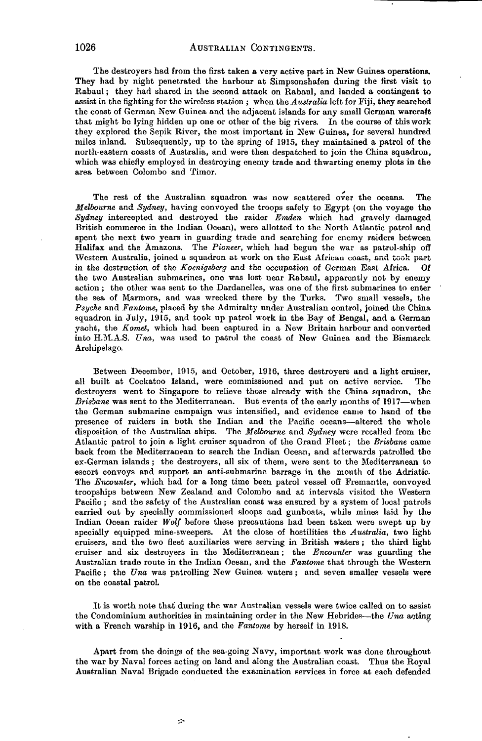The destroyers had from the first taken a very active part in New Guinea operations. They had by night penetrated the harbour at Simpsonshafen during the first visit to Rabaul; they had shared in the second attack on Rabaul, and landed a contingent to assist in the fighting for the wireless station; when the *Australia* left for Fiji, they searched the coast of German New Guinea and the adjacent islands for any small German warcraft that might be lying hidden up one or other of the big rivers. In the course of this work they explored the Sepik River, the most important in New Guinea, for several hundred miles inland. Subsequently, up to the spring of 1915, they maintained a patrol of the north-eastern coasts of Australia, and were then despatched to join the China squadron, which was chiefly employed in destroying enemy trade and thwarting enemy plots in the area between Colombo and Timor.

The rest of the Australian squadron was now scattered over the oceans. The *Melbourne* and *Sydney*, having convoyed the troops safely to Egypt (on the voyage the *Sydney* intercepted and destroyed the raider *Emden* which had gravely damaged British commerce in the Indian Ocean), were allotted to the North Atlantic patrol and spent the next two years in guarding trade and searching for enemy raiders between Halifax and the Amazons. The *Pioneer*, which had begun the war as patrol-ship off Western Australia, joined a squadron at work on the East African coast, and took part in the destruction of the *Koenigsberg* and the occupation of German East Africa. Of the two Australian submarines, one was lost near Rabaul, apparently not by enemy action; the other was sent to the Dardanelles, was one of the first submarines to enter the sea of Marmora, and was wrecked there by the Turks. Two small vessels, the *Psyche* and *Fantome*, placed by the Admiralty under Australian control, joined the China squadron in July, 1915, and took up patrol work in the Bay of Bengal, and a German yacht, the *Komet*, which had been captured in a New Britain harbour and converted into H.M.A.S. *Una*, was used to patrol the coast of New Guinea and the Bismarck Archipelago.

Between December, 1915, and October, 1916, three destroyers and a light cruiser, all built at Cockatoo Island, were commissioned and put on active service. The destroyers went to Singapore to relieve those already with the China squadron, the *Brisbane* was sent to the Mediterranean. But events of the early months of 1917—when the German submarine campaign was intensified, and evidence came to hand of the presence of raiders in both the Indian and the Pacific oceans—altered the whole disposition of the Australian ships. The *Melbourne* and *Sydney* were recalled from the Atlantic patrol to join a light cruiser squadron of the Grand Fleet; the *Brisbane* came back from the Mediterranean to search the Indian Ocean, and afterwards patrolled the ex-German islands; the destroyers, all six of them, were sent to the Mediterranean to escort convoys and support an anti-submarine barrage in the mouth of the Adriatic. The *Encounter*, which had for a long time been patrol vessel off Fremantle, convoyed troopships between New Zealand and Colombo and at intervals visited the Western Pacific; and the safety of the Australian coast was ensured by a system of local patrols carried out by specially commissioned sloops and gunboats, while mines laid by the Indian Ocean raider *Wolf* before these precautions had been taken were swept up by specially equipped mine-sweepers. At the close of hostilities the *Australia*, two light cruisers, and the two fleet auxiliaries were serving in British waters; the third light cruiser and six destroyers in the Mediterranean; the *Encounter* was guarding the Australian trade route in the Indian Ocean, and the *Fantome* that through the Western Pacific; the *Una* was patrolling New Guinea waters; and seven smaller vessels were on the coastal patrol.

It is worth note that during the war Australian vessels were twice called on to assist the Condominium authorities in maintaining order in the New Hebrides—the *Una* acting with a French warship in 1916, and the *Fantome* by herself in 1918.

Apart from the doings of the sea-going Navy, important work was done throughout the war by Naval forces acting on land and along the Australian coast. Thus the Royal Australian Naval Brigade conducted the examination services in force at each defended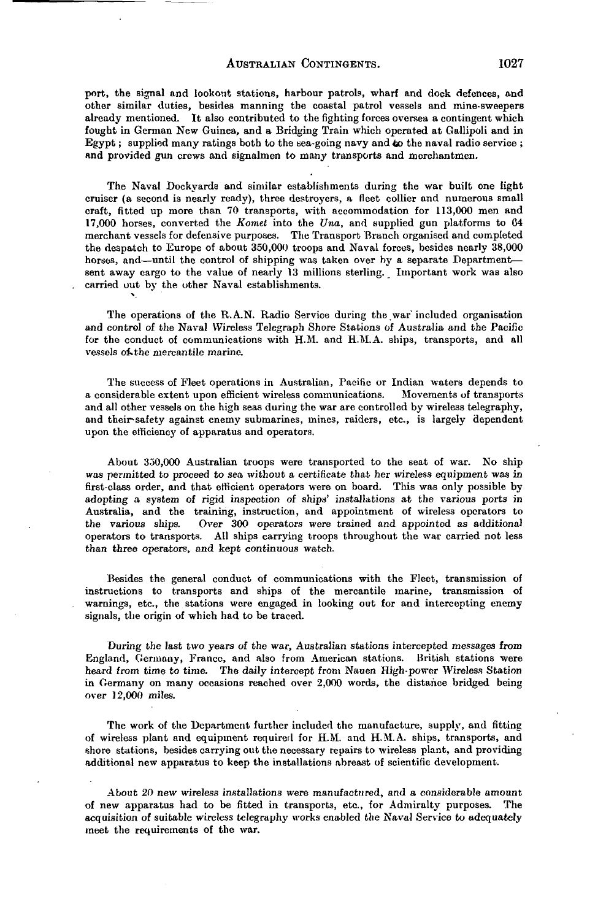port, the signal and lookout stations, harbour patrols, wharf and dock defences, and other similar duties, besides manning the coastal patrol vessels and mine-sweepers already mentioned. It also contributed to the fighting forces oversea a contingent which fought in German New Guinea, and a Bridging Train which operated at Gallipoli and in Egypt; supplied many ratings both to the sea-going navy and to the naval radio service; and provided gun crews and signalmen to many transports and merchantmen.

The Naval Dockyards and similar establishments during the war built one light cruiser (a second is nearly ready), three destroyers, a fleet collier and numerous small craft, fitted up more than 70 transports, with accommodation for 113,000 men and 17,000 horses, converted the *Komet* into the *Una*, and supplied gun platforms to 64 merchant vessels for defensive purposes. The Transport Branch organised and completed the despatch to Europe of about 350,000 troops and Naval forces, besides nearly 38,000 horses, and—until the control of shipping was taken over by a separate Department—sent away cargo to the value of nearly 13 millions sterling. Important work was also carried out by the other Naval establishments.

The operations of the R.A.N. Radio Service during the war included organisation and control of the Naval Wireless Telegraph Shore Stations of Australia and the Pacific for the conduct of communications with H.M. and H.M.A. ships, transports, and all vessels of the mercantile marine.

The success of Fleet operations in Australian, Pacific or Indian waters depends to a considerable extent upon efficient wireless communications. Movements of transports and all other vessels on the high seas during the war are controlled by wireless telegraphy, and their safety against enemy submarines, mines, raiders, etc., is largely dependent upon the efficiency of apparatus and operators.

About 350,000 Australian troops were transported to the seat of war. No ship was permitted to proceed to sea without a certificate that her wireless equipment was in first-class order, and that efficient operators were on board. This was only possible by adopting a system of rigid inspection of ships' installations at the various ports in Australia, and the training, instruction, and appointment of wireless operators to the various ships. Over 300 operators were trained and appointed as additional operators to transports. All ships carrying troops throughout the war carried not less than three operators, and kept continuous watch.

Besides the general conduct of communications with the Fleet, transmission of instructions to transports and ships of the mercantile marine, transmission of warnings, etc., the stations were engaged in looking out for and intercepting enemy signals, the origin of which had to be traced.

During the last two years of the war, Australian stations intercepted messages from England, Germany, France, and also from American stations. British stations were heard from time to time. The daily intercept from Nauen High-power Wireless Station in Germany on many occasions reached over 2,000 words, the distance bridged being over 12,000 miles.

The work of the Department further included the manufacture, supply, and fitting of wireless plant and equipment required for H.M. and H.M.A. ships, transports, and shore stations, besides carrying out the necessary repairs to wireless plant, and providing additional new apparatus to keep the installations abreast of scientific development.

About 20 new wireless installations were manufactured, and a considerable amount of new apparatus had to be fitted in transports, etc., for Admiralty purposes. The acquisition of suitable wireless telegraphy works enabled the Naval Service to adequately meet the requirements of the war.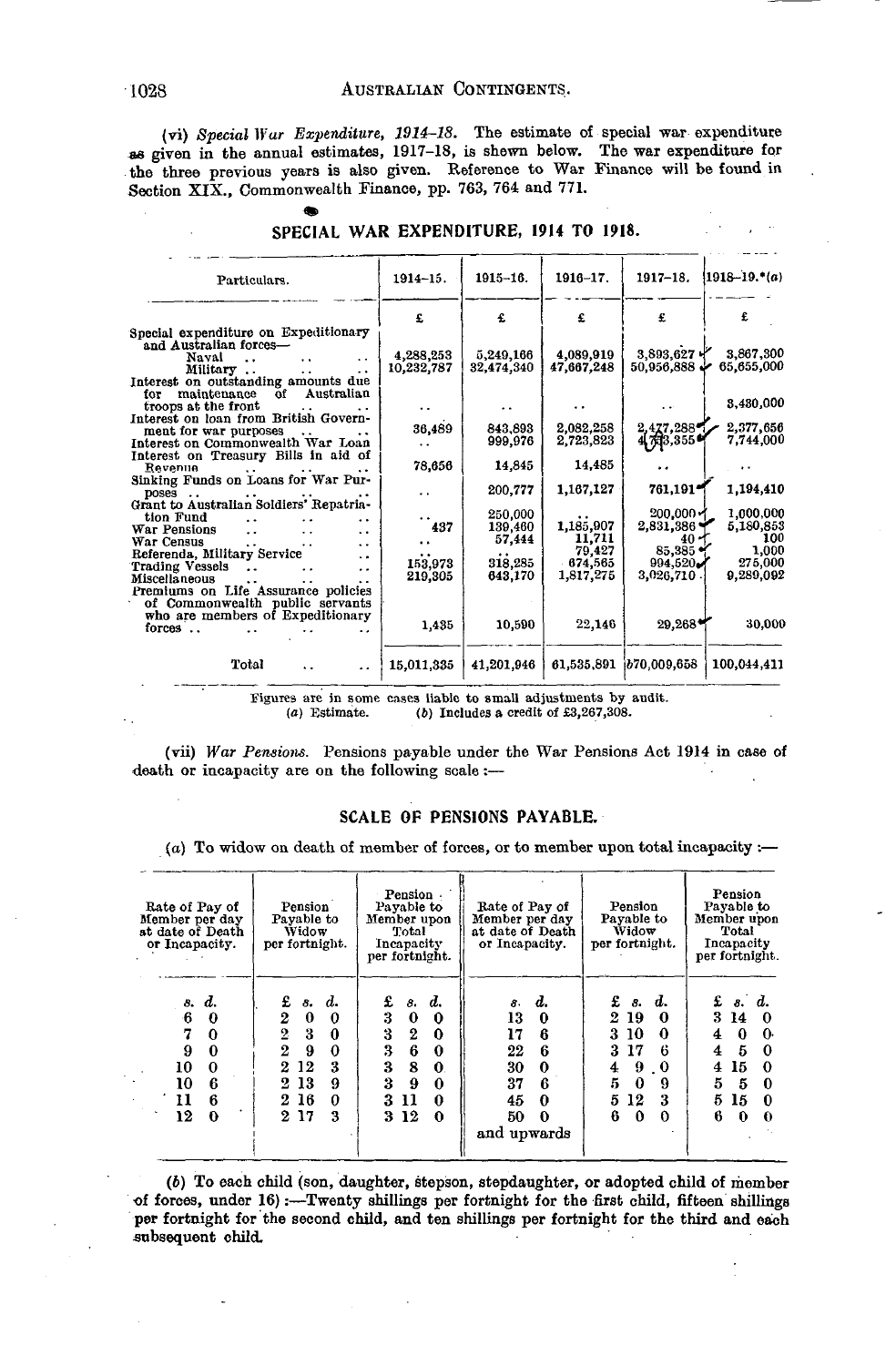(vi) *Special War Expenditure, 1914–18.* The estimate of special war expenditure as given in the annual estimates, 1917–18, is shewn below. The war expenditure for the three previous years is also given. Reference to War Finance will be found in Section XIX., Commonwealth Finance, pp. 763, 764 and 771.

## SPECIAL WAR EXPENDITURE, 1914 TO 1918.

| Particulars. | 1914–15. | 1915–16. | 1916–17. | 1917–18. | 1918–19.*(a) |
|---|---|---|---|---|---|
| | £ | £ | £ | £ | £ |
| Special expenditure on Expeditionary and Australian forces— | | | | | |
| Naval .. .. .. | 4,288,253 | 5,249,166 | 4,089,919 | 3,893,627 | 3,867,300 |
| Military .. .. .. | 10,232,787 | 32,474,340 | 47,667,248 | 50,956,888 | 65,655,000 |
| Interest on outstanding amounts due for maintenance of Australian troops at the front .. .. | .. | .. | .. | .. | 3,430,000 |
| Interest on loan from British Government for war purposes .. .. | 36,489 | 843,893 | 2,082,258 | 2,477,288 | 2,377,656 |
| Interest on Commonwealth War Loan | .. | 999,976 | 2,723,823 | 4,753,355 | 7,744,000 |
| Interest on Treasury Bills in aid of Revenue .. .. .. | 78,656 | 14,845 | 14,485 | .. | .. |
| Sinking Funds on Loans for War Purposes .. .. .. .. | .. | 200,777 | 1,167,127 | 761,191 | 1,194,410 |
| Grant to Australian Soldiers' Repatriation Fund .. .. .. | .. | 250,000 | .. | 200,000 | 1,000,000 |
| War Pensions .. .. .. | 437 | 139,460 | 1,185,907 | 2,831,386 | 5,180,853 |
| War Census .. .. .. | .. | 57,444 | 11,711 | 40 | 100 |
| Referenda, Military Service .. | .. | .. | 79,427 | 85,385 | 1,000 |
| Trading Vessels .. .. .. | 153,973 | 318,285 | 674,565 | 994,520 | 275,000 |
| Miscellaneous .. .. .. | 219,305 | 643,170 | 1,817,275 | 3,026,710 | 9,289,092 |
| Premiums on Life Assurance policies of Commonwealth public servants who are members of Expeditionary forces .. .. .. .. | 1,435 | 10,590 | 22,146 | 29,268 | 30,000 |
| Total .. .. | 15,011,335 | 41,201,946 | 61,535,891 | b70,009,658 | 100,044,411 |

Figures are in some cases liable to small adjustments by audit.
(a) Estimate. (b) Includes a credit of £3,267,308.

(vii) *War Pensions.* Pensions payable under the War Pensions Act 1914 in case of death or incapacity are on the following scale :—

## SCALE OF PENSIONS PAYABLE.

(a) To widow on death of member of forces, or to member upon total incapacity :—

| Rate of Pay of Member per day at date of Death or Incapacity. | Pension Payable to Widow per fortnight. | Pension Payable to Member upon Total Incapacity per fortnight. | Rate of Pay of Member per day at date of Death or Incapacity. | Pension Payable to Widow per fortnight. | Pension Payable to Member upon Total Incapacity per fortnight. |
|---|---|---|---|---|---|
| s. d. | £ s. d. | £ s. d. | s. d. | £ s. d. | £ s. d. |
| 6 0 | 2 0 0 | 3 0 0 | 13 0 | 2 19 0 | 3 14 0 |
| 7 0 | 2 3 0 | 3 2 0 | 17 6 | 3 10 0 | 4 0 0 |
| 9 0 | 2 9 0 | 3 6 0 | 22 6 | 3 17 6 | 4 5 0 |
| 10 0 | 2 12 3 | 3 8 0 | 30 0 | 4 9 0 | 4 15 0 |
| 10 6 | 2 13 9 | 3 9 0 | 37 6 | 5 0 9 | 5 5 0 |
| 11 6 | 2 16 0 | 3 11 0 | 45 0 | 5 12 3 | 5 15 0 |
| 12 0 | 2 17 3 | 3 12 0 | 50 0 and upwards | 6 0 0 | 6 0 0 |

(b) To each child (son, daughter, stepson, stepdaughter, or adopted child of member of forces, under 16) :—Twenty shillings per fortnight for the first child, fifteen shillings per fortnight for the second child, and ten shillings per fortnight for the third and each subsequent child.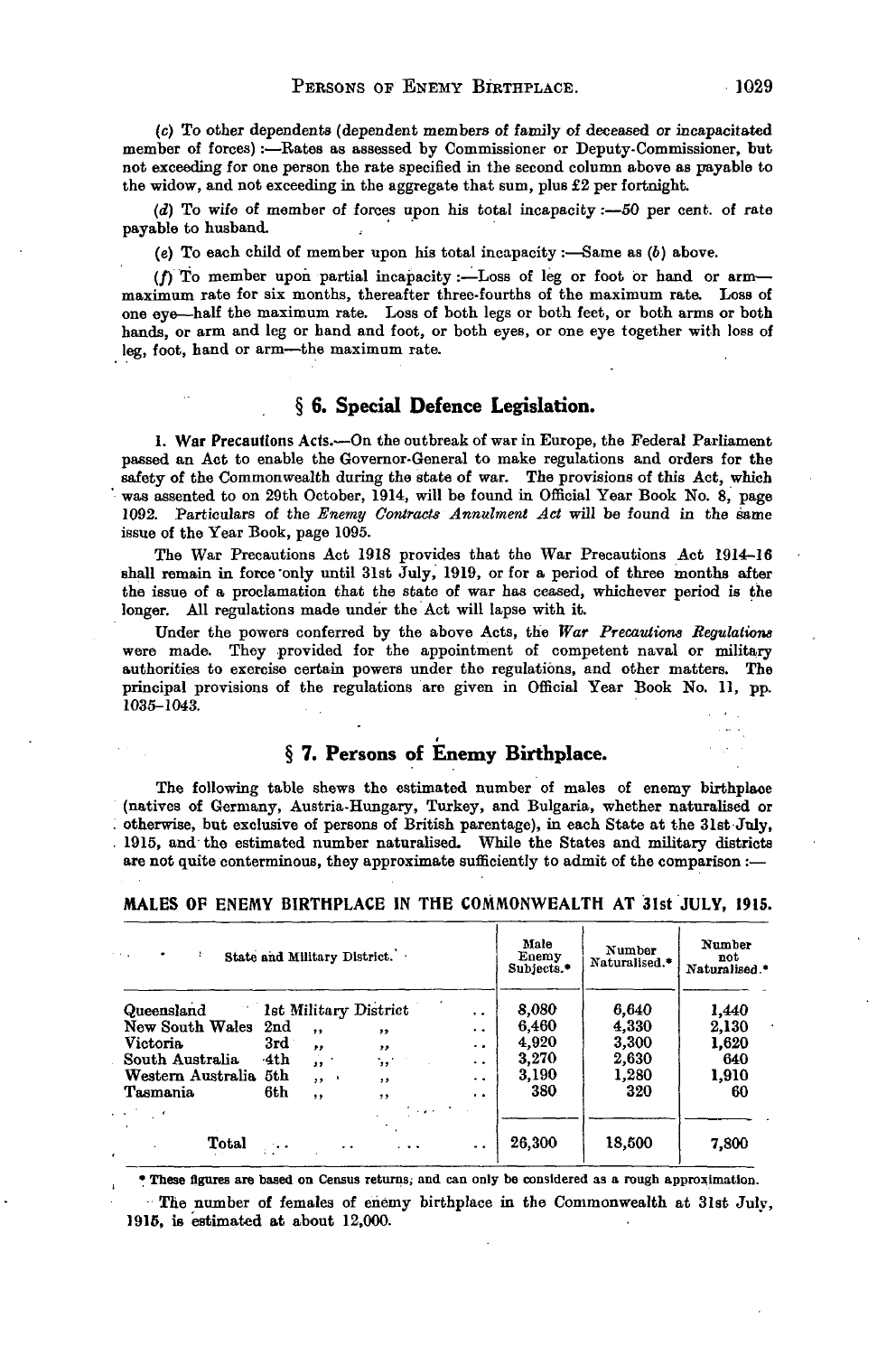(*c*) To other dependents (dependent members of family of deceased or incapacitated member of forces) :—Rates as assessed by Commissioner or Deputy-Commissioner, but not exceeding for one person the rate specified in the second column above as payable to the widow, and not exceeding in the aggregate that sum, plus £2 per fortnight.

(*d*) To wife of member of forces upon his total incapacity :—50 per cent. of rate payable to husband.

(*e*) To each child of member upon his total incapacity :—Same as (*b*) above.

(*f*) To member upon partial incapacity :—Loss of leg or foot or hand or arm—maximum rate for six months, thereafter three-fourths of the maximum rate. Loss of one eye—half the maximum rate. Loss of both legs or both feet, or both arms or both hands, or arm and leg or hand and foot, or both eyes, or one eye together with loss of leg, foot, hand or arm—the maximum rate.

## § 6. Special Defence Legislation.

1. **War Precautions Acts.**—On the outbreak of war in Europe, the Federal Parliament passed an Act to enable the Governor-General to make regulations and orders for the safety of the Commonwealth during the state of war. The provisions of this Act, which was assented to on 29th October, 1914, will be found in Official Year Book No. 8, page 1092. Particulars of the *Enemy Contracts Annulment Act* will be found in the same issue of the Year Book, page 1095.

The War Precautions Act 1918 provides that the War Precautions Act 1914–16 shall remain in force only until 31st July, 1919, or for a period of three months after the issue of a proclamation that the state of war has ceased, whichever period is the longer. All regulations made under the Act will lapse with it.

Under the powers conferred by the above Acts, the *War Precautions Regulations* were made. They provided for the appointment of competent naval or military authorities to exercise certain powers under the regulations, and other matters. The principal provisions of the regulations are given in Official Year Book No. 11, pp. 1035–1043.

## § 7. Persons of Enemy Birthplace.

The following table shews the estimated number of males of enemy birthplace (natives of Germany, Austria-Hungary, Turkey, and Bulgaria, whether naturalised or otherwise, but exclusive of persons of British parentage), in each State at the 31st July, 1915, and the estimated number naturalised. While the States and military districts are not quite conterminous, they approximate sufficiently to admit of the comparison :—

**MALES OF ENEMY BIRTHPLACE IN THE COMMONWEALTH AT 31st JULY, 1915.**

| State and Military District. | | Male Enemy Subjects.* | Number Naturalised.* | Number not Naturalised.* |
|---|---|---|---|---|
| Queensland | 1st Military District | 8,080 | 6,640 | 1,440 |
| New South Wales | 2nd ,, ,, | 6,460 | 4,330 | 2,130 |
| Victoria | 3rd ,, ,, | 4,920 | 3,300 | 1,620 |
| South Australia | 4th ,, ,, | 3,270 | 2,630 | 640 |
| Western Australia | 5th ,, ,, | 3,190 | 1,280 | 1,910 |
| Tasmania | 6th ,, ,, | 380 | 320 | 60 |
| Total | | 26,300 | 18,500 | 7,800 |

\* These figures are based on Census returns, and can only be considered as a rough approximation.

The number of females of enemy birthplace in the Commonwealth at 31st July, 1915, is estimated at about 12,000.